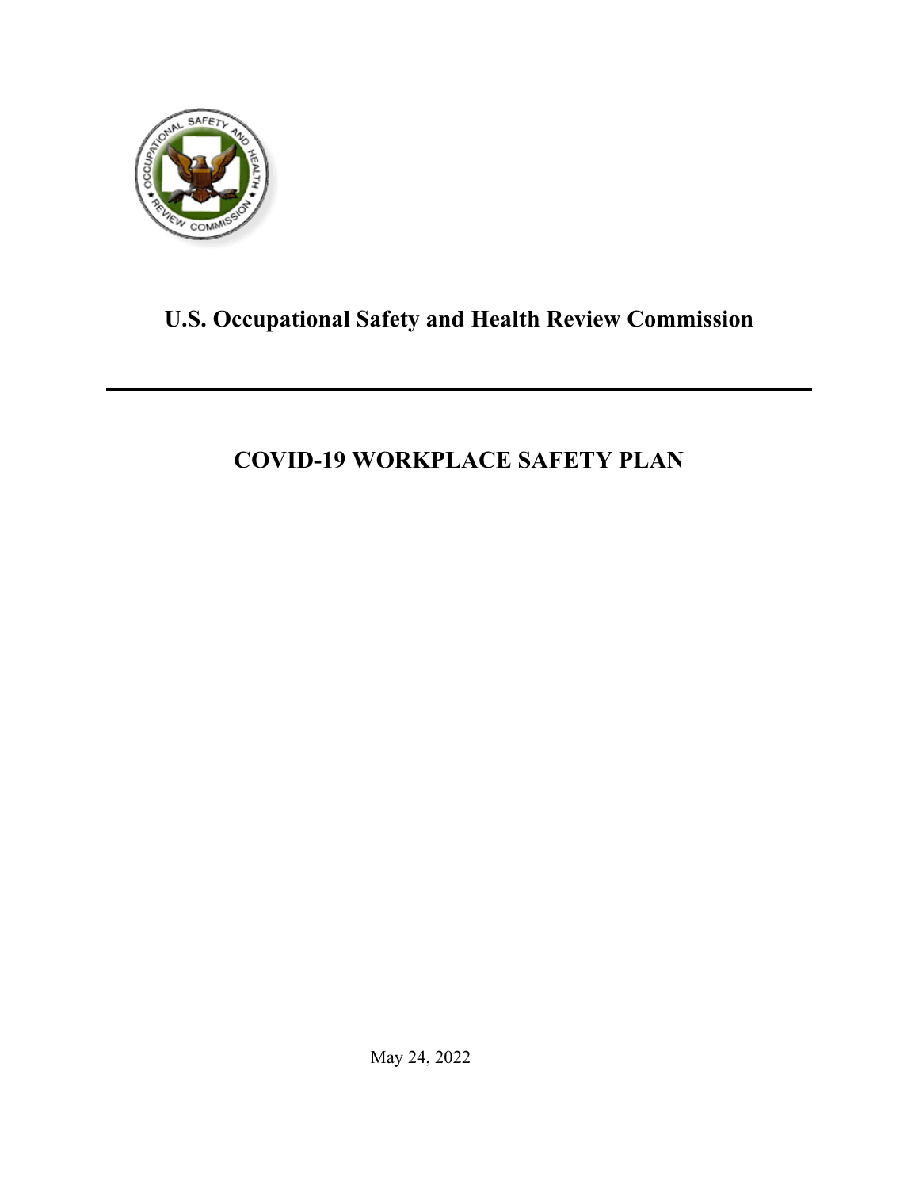# U.S. Occupational Safety and Health Review Commission

---

# COVID-19 WORKPLACE SAFETY PLAN

May 24, 2022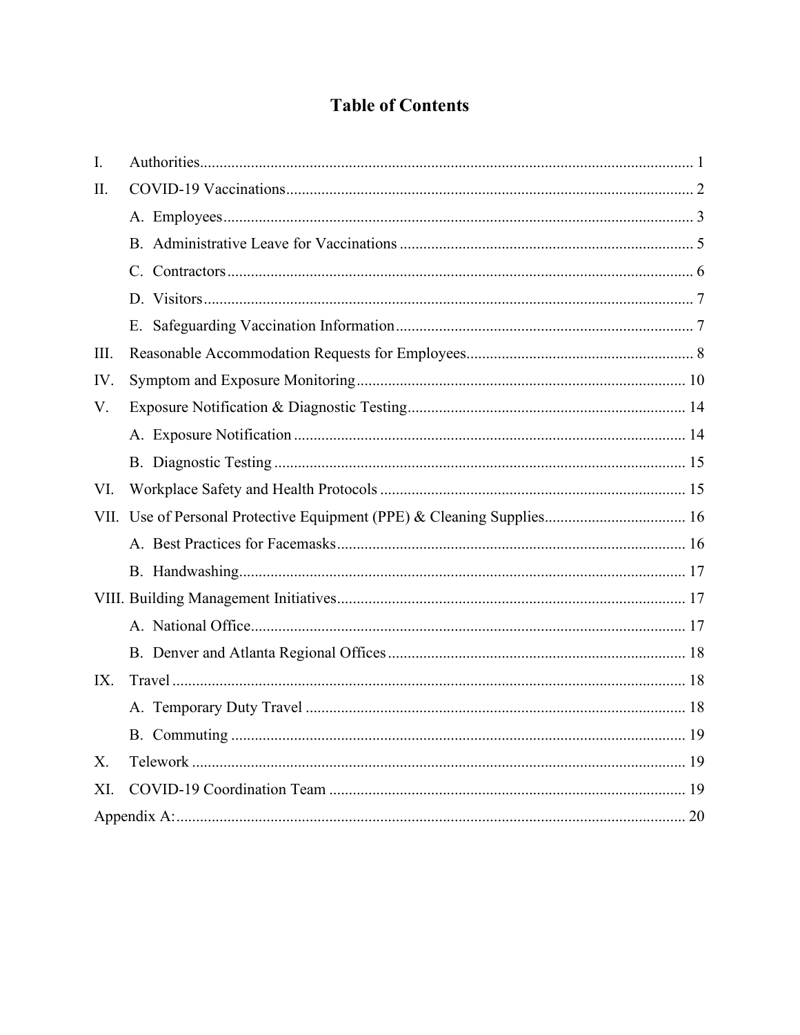# Table of Contents

- I. Authorities ............ 1
- II. COVID-19 Vaccinations ............ 2
  - A. Employees ............ 3
  - B. Administrative Leave for Vaccinations ............ 5
  - C. Contractors ............ 6
  - D. Visitors ............ 7
  - E. Safeguarding Vaccination Information ............ 7
- III. Reasonable Accommodation Requests for Employees ............ 8
- IV. Symptom and Exposure Monitoring ............ 10
- V. Exposure Notification & Diagnostic Testing ............ 14
  - A. Exposure Notification ............ 14
  - B. Diagnostic Testing ............ 15
- VI. Workplace Safety and Health Protocols ............ 15
- VII. Use of Personal Protective Equipment (PPE) & Cleaning Supplies ............ 16
  - A. Best Practices for Facemasks ............ 16
  - B. Handwashing ............ 17
- VIII. Building Management Initiatives ............ 17
  - A. National Office ............ 17
  - B. Denver and Atlanta Regional Offices ............ 18
- IX. Travel ............ 18
  - A. Temporary Duty Travel ............ 18
  - B. Commuting ............ 19
- X. Telework ............ 19
- XI. COVID-19 Coordination Team ............ 19
- Appendix A: ............ 20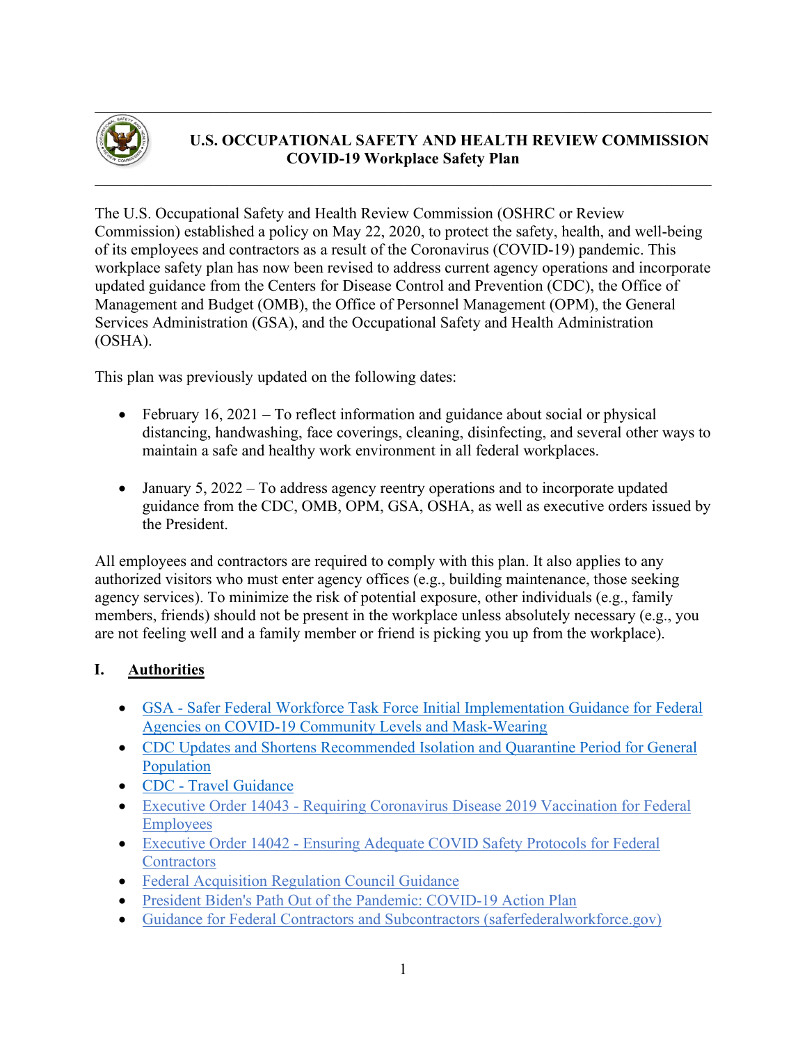# U.S. OCCUPATIONAL SAFETY AND HEALTH REVIEW COMMISSION
## COVID-19 Workplace Safety Plan

The U.S. Occupational Safety and Health Review Commission (OSHRC or Review Commission) established a policy on May 22, 2020, to protect the safety, health, and well-being of its employees and contractors as a result of the Coronavirus (COVID-19) pandemic. This workplace safety plan has now been revised to address current agency operations and incorporate updated guidance from the Centers for Disease Control and Prevention (CDC), the Office of Management and Budget (OMB), the Office of Personnel Management (OPM), the General Services Administration (GSA), and the Occupational Safety and Health Administration (OSHA).

This plan was previously updated on the following dates:

- February 16, 2021 – To reflect information and guidance about social or physical distancing, handwashing, face coverings, cleaning, disinfecting, and several other ways to maintain a safe and healthy work environment in all federal workplaces.
- January 5, 2022 – To address agency reentry operations and to incorporate updated guidance from the CDC, OMB, OPM, GSA, OSHA, as well as executive orders issued by the President.

All employees and contractors are required to comply with this plan. It also applies to any authorized visitors who must enter agency offices (e.g., building maintenance, those seeking agency services). To minimize the risk of potential exposure, other individuals (e.g., family members, friends) should not be present in the workplace unless absolutely necessary (e.g., you are not feeling well and a family member or friend is picking you up from the workplace).

## I. Authorities

- GSA - Safer Federal Workforce Task Force Initial Implementation Guidance for Federal Agencies on COVID-19 Community Levels and Mask-Wearing
- CDC Updates and Shortens Recommended Isolation and Quarantine Period for General Population
- CDC - Travel Guidance
- Executive Order 14043 - Requiring Coronavirus Disease 2019 Vaccination for Federal Employees
- Executive Order 14042 - Ensuring Adequate COVID Safety Protocols for Federal Contractors
- Federal Acquisition Regulation Council Guidance
- President Biden's Path Out of the Pandemic: COVID-19 Action Plan
- Guidance for Federal Contractors and Subcontractors (saferfederalworkforce.gov)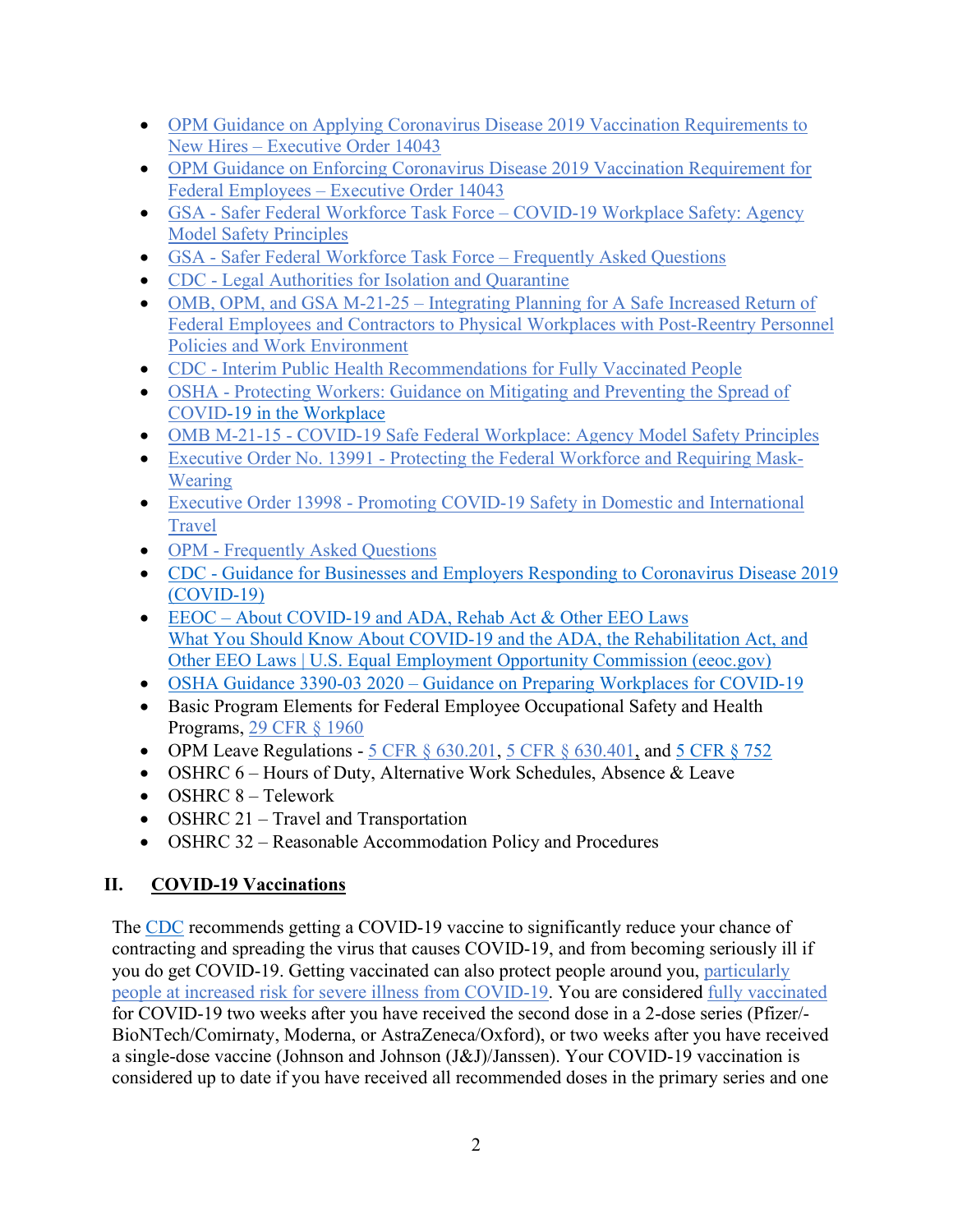- OPM Guidance on Applying Coronavirus Disease 2019 Vaccination Requirements to New Hires – Executive Order 14043
- OPM Guidance on Enforcing Coronavirus Disease 2019 Vaccination Requirement for Federal Employees – Executive Order 14043
- GSA - Safer Federal Workforce Task Force – COVID-19 Workplace Safety: Agency Model Safety Principles
- GSA - Safer Federal Workforce Task Force – Frequently Asked Questions
- CDC - Legal Authorities for Isolation and Quarantine
- OMB, OPM, and GSA M-21-25 – Integrating Planning for A Safe Increased Return of Federal Employees and Contractors to Physical Workplaces with Post-Reentry Personnel Policies and Work Environment
- CDC - Interim Public Health Recommendations for Fully Vaccinated People
- OSHA - Protecting Workers: Guidance on Mitigating and Preventing the Spread of COVID-19 in the Workplace
- OMB M-21-15 - COVID-19 Safe Federal Workplace: Agency Model Safety Principles
- Executive Order No. 13991 - Protecting the Federal Workforce and Requiring Mask-Wearing
- Executive Order 13998 - Promoting COVID-19 Safety in Domestic and International Travel
- OPM - Frequently Asked Questions
- CDC - Guidance for Businesses and Employers Responding to Coronavirus Disease 2019 (COVID-19)
- EEOC – About COVID-19 and ADA, Rehab Act & Other EEO Laws
  What You Should Know About COVID-19 and the ADA, the Rehabilitation Act, and Other EEO Laws | U.S. Equal Employment Opportunity Commission (eeoc.gov)
- OSHA Guidance 3390-03 2020 – Guidance on Preparing Workplaces for COVID-19
- Basic Program Elements for Federal Employee Occupational Safety and Health Programs, 29 CFR § 1960
- OPM Leave Regulations - 5 CFR § 630.201, 5 CFR § 630.401, and 5 CFR § 752
- OSHRC 6 – Hours of Duty, Alternative Work Schedules, Absence & Leave
- OSHRC 8 – Telework
- OSHRC 21 – Travel and Transportation
- OSHRC 32 – Reasonable Accommodation Policy and Procedures

## II. COVID-19 Vaccinations

The CDC recommends getting a COVID-19 vaccine to significantly reduce your chance of contracting and spreading the virus that causes COVID-19, and from becoming seriously ill if you do get COVID-19. Getting vaccinated can also protect people around you, particularly people at increased risk for severe illness from COVID-19. You are considered fully vaccinated for COVID-19 two weeks after you have received the second dose in a 2-dose series (Pfizer/-BioNTech/Comirnaty, Moderna, or AstraZeneca/Oxford), or two weeks after you have received a single-dose vaccine (Johnson and Johnson (J&J)/Janssen). Your COVID-19 vaccination is considered up to date if you have received all recommended doses in the primary series and one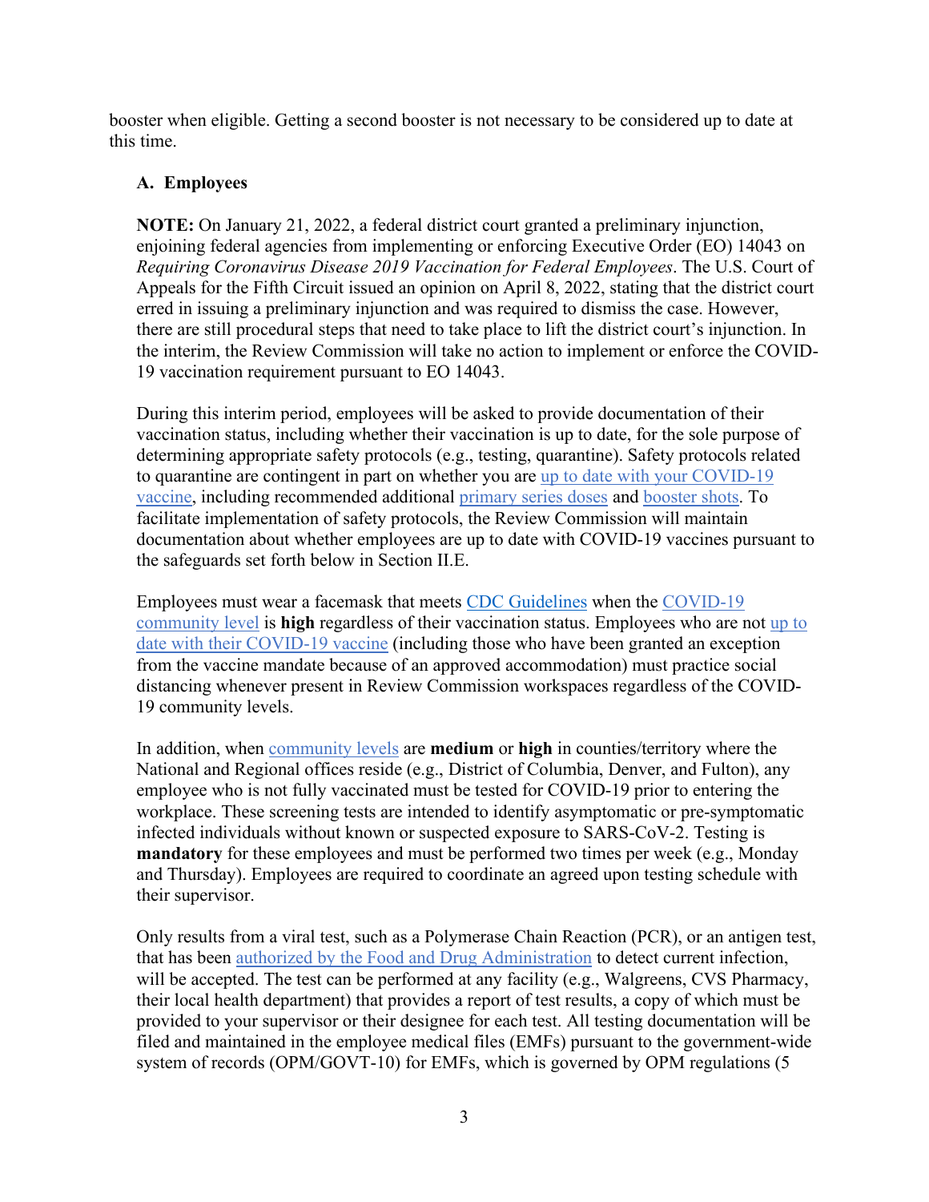booster when eligible. Getting a second booster is not necessary to be considered up to date at this time.

### A. Employees

**NOTE:** On January 21, 2022, a federal district court granted a preliminary injunction, enjoining federal agencies from implementing or enforcing Executive Order (EO) 14043 on *Requiring Coronavirus Disease 2019 Vaccination for Federal Employees*. The U.S. Court of Appeals for the Fifth Circuit issued an opinion on April 8, 2022, stating that the district court erred in issuing a preliminary injunction and was required to dismiss the case. However, there are still procedural steps that need to take place to lift the district court's injunction. In the interim, the Review Commission will take no action to implement or enforce the COVID-19 vaccination requirement pursuant to EO 14043.

During this interim period, employees will be asked to provide documentation of their vaccination status, including whether their vaccination is up to date, for the sole purpose of determining appropriate safety protocols (e.g., testing, quarantine). Safety protocols related to quarantine are contingent in part on whether you are up to date with your COVID-19 vaccine, including recommended additional primary series doses and booster shots. To facilitate implementation of safety protocols, the Review Commission will maintain documentation about whether employees are up to date with COVID-19 vaccines pursuant to the safeguards set forth below in Section II.E.

Employees must wear a facemask that meets CDC Guidelines when the COVID-19 community level is **high** regardless of their vaccination status. Employees who are not up to date with their COVID-19 vaccine (including those who have been granted an exception from the vaccine mandate because of an approved accommodation) must practice social distancing whenever present in Review Commission workspaces regardless of the COVID-19 community levels.

In addition, when community levels are **medium** or **high** in counties/territory where the National and Regional offices reside (e.g., District of Columbia, Denver, and Fulton), any employee who is not fully vaccinated must be tested for COVID-19 prior to entering the workplace. These screening tests are intended to identify asymptomatic or pre-symptomatic infected individuals without known or suspected exposure to SARS-CoV-2. Testing is **mandatory** for these employees and must be performed two times per week (e.g., Monday and Thursday). Employees are required to coordinate an agreed upon testing schedule with their supervisor.

Only results from a viral test, such as a Polymerase Chain Reaction (PCR), or an antigen test, that has been authorized by the Food and Drug Administration to detect current infection, will be accepted. The test can be performed at any facility (e.g., Walgreens, CVS Pharmacy, their local health department) that provides a report of test results, a copy of which must be provided to your supervisor or their designee for each test. All testing documentation will be filed and maintained in the employee medical files (EMFs) pursuant to the government-wide system of records (OPM/GOVT-10) for EMFs, which is governed by OPM regulations (5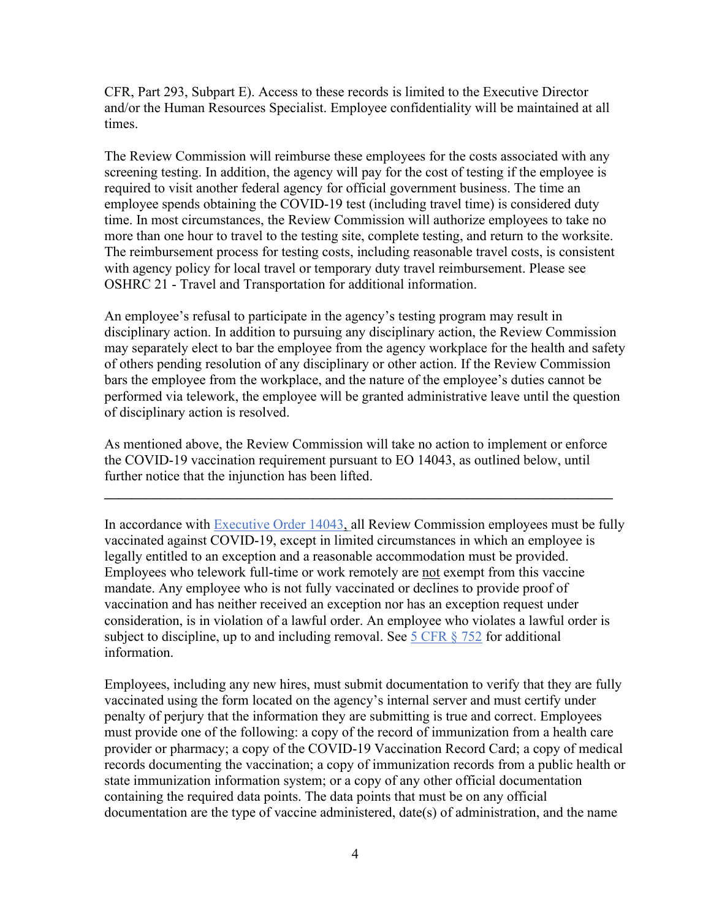CFR, Part 293, Subpart E). Access to these records is limited to the Executive Director and/or the Human Resources Specialist. Employee confidentiality will be maintained at all times.

The Review Commission will reimburse these employees for the costs associated with any screening testing. In addition, the agency will pay for the cost of testing if the employee is required to visit another federal agency for official government business. The time an employee spends obtaining the COVID-19 test (including travel time) is considered duty time. In most circumstances, the Review Commission will authorize employees to take no more than one hour to travel to the testing site, complete testing, and return to the worksite. The reimbursement process for testing costs, including reasonable travel costs, is consistent with agency policy for local travel or temporary duty travel reimbursement. Please see OSHRC 21 - Travel and Transportation for additional information.

An employee's refusal to participate in the agency's testing program may result in disciplinary action. In addition to pursuing any disciplinary action, the Review Commission may separately elect to bar the employee from the agency workplace for the health and safety of others pending resolution of any disciplinary or other action. If the Review Commission bars the employee from the workplace, and the nature of the employee's duties cannot be performed via telework, the employee will be granted administrative leave until the question of disciplinary action is resolved.

As mentioned above, the Review Commission will take no action to implement or enforce the COVID-19 vaccination requirement pursuant to EO 14043, as outlined below, until further notice that the injunction has been lifted.

---

In accordance with Executive Order 14043, all Review Commission employees must be fully vaccinated against COVID-19, except in limited circumstances in which an employee is legally entitled to an exception and a reasonable accommodation must be provided. Employees who telework full-time or work remotely are not exempt from this vaccine mandate. Any employee who is not fully vaccinated or declines to provide proof of vaccination and has neither received an exception nor has an exception request under consideration, is in violation of a lawful order. An employee who violates a lawful order is subject to discipline, up to and including removal. See 5 CFR § 752 for additional information.

Employees, including any new hires, must submit documentation to verify that they are fully vaccinated using the form located on the agency's internal server and must certify under penalty of perjury that the information they are submitting is true and correct. Employees must provide one of the following: a copy of the record of immunization from a health care provider or pharmacy; a copy of the COVID-19 Vaccination Record Card; a copy of medical records documenting the vaccination; a copy of immunization records from a public health or state immunization information system; or a copy of any other official documentation containing the required data points. The data points that must be on any official documentation are the type of vaccine administered, date(s) of administration, and the name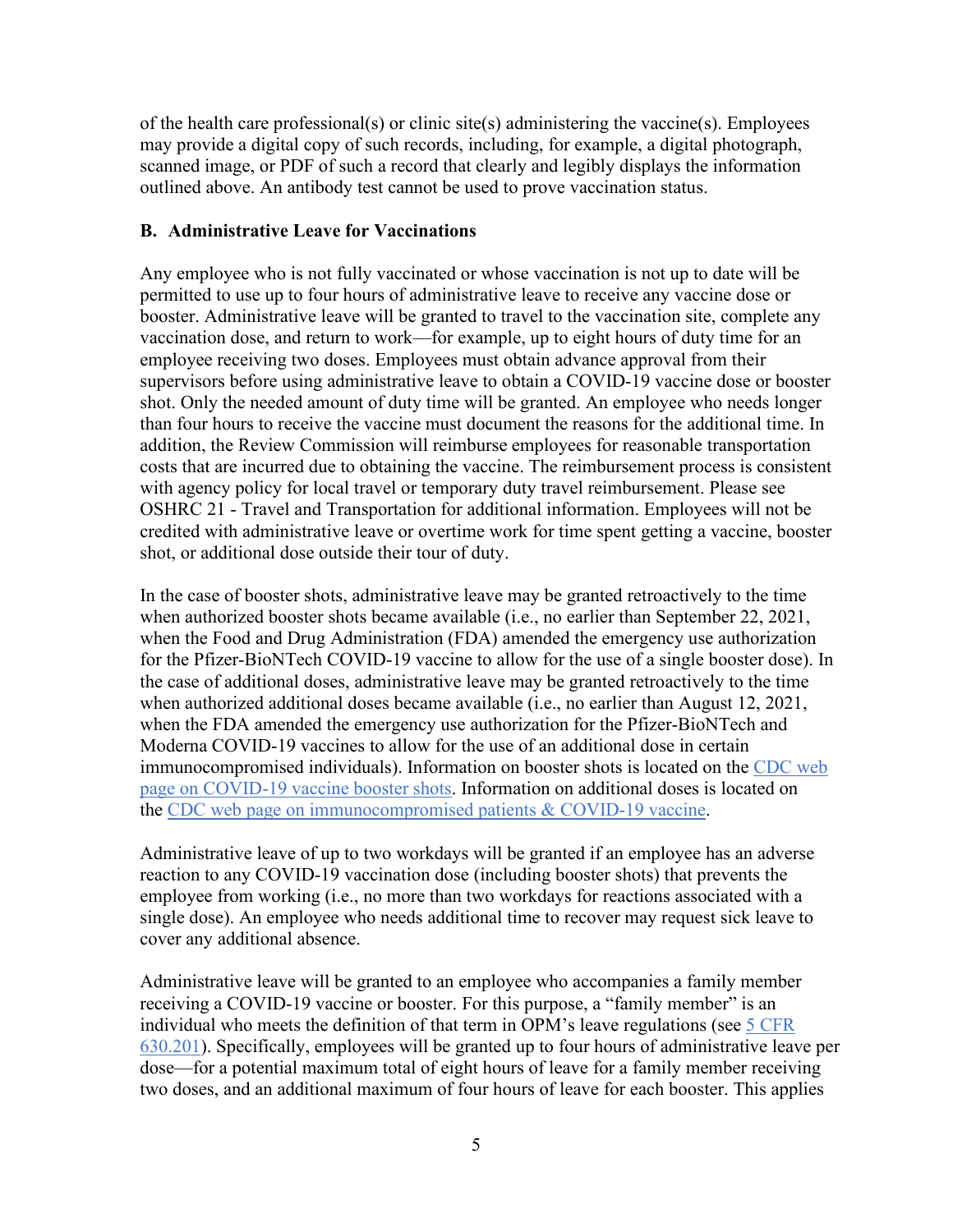of the health care professional(s) or clinic site(s) administering the vaccine(s). Employees may provide a digital copy of such records, including, for example, a digital photograph, scanned image, or PDF of such a record that clearly and legibly displays the information outlined above. An antibody test cannot be used to prove vaccination status.

### B. Administrative Leave for Vaccinations

Any employee who is not fully vaccinated or whose vaccination is not up to date will be permitted to use up to four hours of administrative leave to receive any vaccine dose or booster. Administrative leave will be granted to travel to the vaccination site, complete any vaccination dose, and return to work—for example, up to eight hours of duty time for an employee receiving two doses. Employees must obtain advance approval from their supervisors before using administrative leave to obtain a COVID-19 vaccine dose or booster shot. Only the needed amount of duty time will be granted. An employee who needs longer than four hours to receive the vaccine must document the reasons for the additional time. In addition, the Review Commission will reimburse employees for reasonable transportation costs that are incurred due to obtaining the vaccine. The reimbursement process is consistent with agency policy for local travel or temporary duty travel reimbursement. Please see OSHRC 21 - Travel and Transportation for additional information. Employees will not be credited with administrative leave or overtime work for time spent getting a vaccine, booster shot, or additional dose outside their tour of duty.

In the case of booster shots, administrative leave may be granted retroactively to the time when authorized booster shots became available (i.e., no earlier than September 22, 2021, when the Food and Drug Administration (FDA) amended the emergency use authorization for the Pfizer-BioNTech COVID-19 vaccine to allow for the use of a single booster dose). In the case of additional doses, administrative leave may be granted retroactively to the time when authorized additional doses became available (i.e., no earlier than August 12, 2021, when the FDA amended the emergency use authorization for the Pfizer-BioNTech and Moderna COVID-19 vaccines to allow for the use of an additional dose in certain immunocompromised individuals). Information on booster shots is located on the CDC web page on COVID-19 vaccine booster shots. Information on additional doses is located on the CDC web page on immunocompromised patients & COVID-19 vaccine.

Administrative leave of up to two workdays will be granted if an employee has an adverse reaction to any COVID-19 vaccination dose (including booster shots) that prevents the employee from working (i.e., no more than two workdays for reactions associated with a single dose). An employee who needs additional time to recover may request sick leave to cover any additional absence.

Administrative leave will be granted to an employee who accompanies a family member receiving a COVID-19 vaccine or booster. For this purpose, a "family member" is an individual who meets the definition of that term in OPM's leave regulations (see 5 CFR 630.201). Specifically, employees will be granted up to four hours of administrative leave per dose—for a potential maximum total of eight hours of leave for a family member receiving two doses, and an additional maximum of four hours of leave for each booster. This applies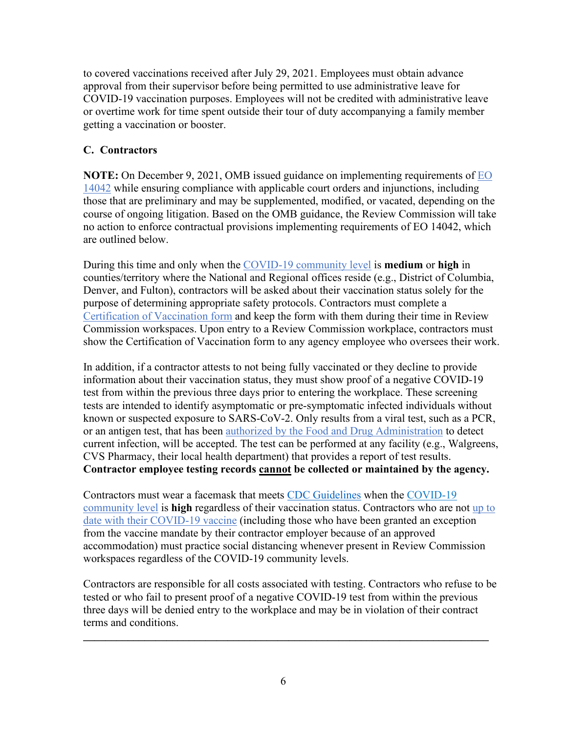to covered vaccinations received after July 29, 2021. Employees must obtain advance approval from their supervisor before being permitted to use administrative leave for COVID-19 vaccination purposes. Employees will not be credited with administrative leave or overtime work for time spent outside their tour of duty accompanying a family member getting a vaccination or booster.

### C. Contractors

**NOTE:** On December 9, 2021, OMB issued guidance on implementing requirements of EO 14042 while ensuring compliance with applicable court orders and injunctions, including those that are preliminary and may be supplemented, modified, or vacated, depending on the course of ongoing litigation. Based on the OMB guidance, the Review Commission will take no action to enforce contractual provisions implementing requirements of EO 14042, which are outlined below.

During this time and only when the COVID-19 community level is **medium** or **high** in counties/territory where the National and Regional offices reside (e.g., District of Columbia, Denver, and Fulton), contractors will be asked about their vaccination status solely for the purpose of determining appropriate safety protocols. Contractors must complete a Certification of Vaccination form and keep the form with them during their time in Review Commission workspaces. Upon entry to a Review Commission workplace, contractors must show the Certification of Vaccination form to any agency employee who oversees their work.

In addition, if a contractor attests to not being fully vaccinated or they decline to provide information about their vaccination status, they must show proof of a negative COVID-19 test from within the previous three days prior to entering the workplace. These screening tests are intended to identify asymptomatic or pre-symptomatic infected individuals without known or suspected exposure to SARS-CoV-2. Only results from a viral test, such as a PCR, or an antigen test, that has been authorized by the Food and Drug Administration to detect current infection, will be accepted. The test can be performed at any facility (e.g., Walgreens, CVS Pharmacy, their local health department) that provides a report of test results. **Contractor employee testing records <u>cannot</u> be collected or maintained by the agency.**

Contractors must wear a facemask that meets CDC Guidelines when the COVID-19 community level is **high** regardless of their vaccination status. Contractors who are not up to date with their COVID-19 vaccine (including those who have been granted an exception from the vaccine mandate by their contractor employer because of an approved accommodation) must practice social distancing whenever present in Review Commission workspaces regardless of the COVID-19 community levels.

Contractors are responsible for all costs associated with testing. Contractors who refuse to be tested or who fail to present proof of a negative COVID-19 test from within the previous three days will be denied entry to the workplace and may be in violation of their contract terms and conditions.

---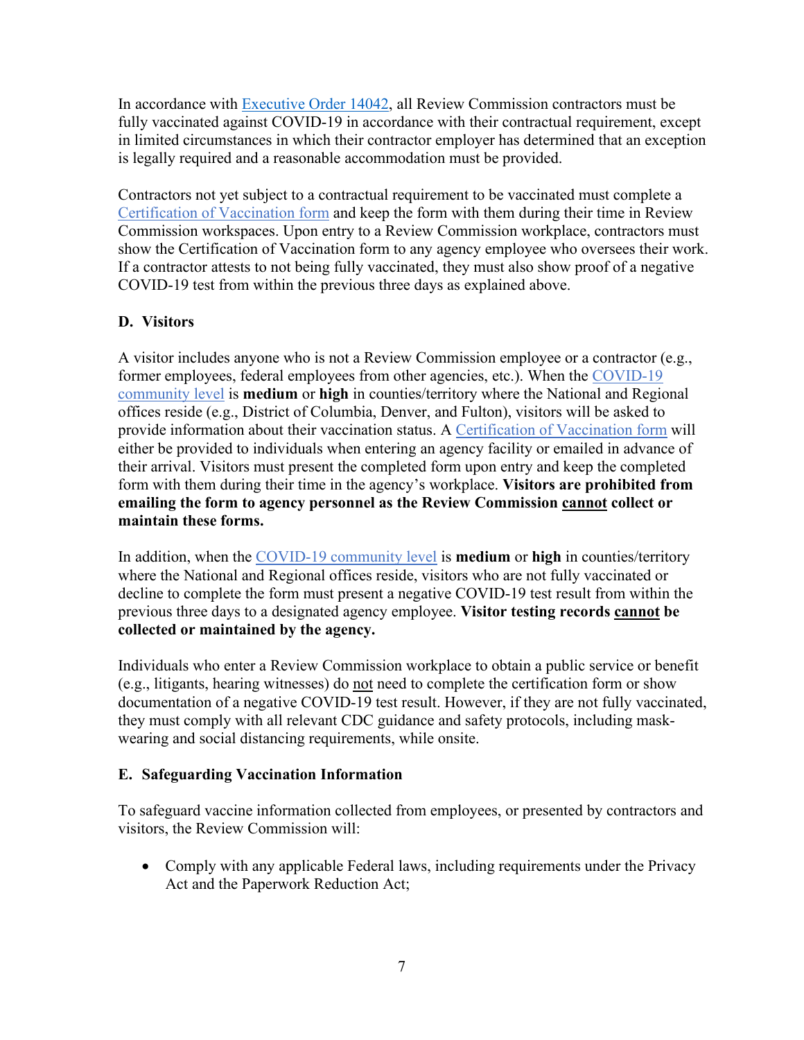In accordance with [Executive Order 14042](), all Review Commission contractors must be fully vaccinated against COVID-19 in accordance with their contractual requirement, except in limited circumstances in which their contractor employer has determined that an exception is legally required and a reasonable accommodation must be provided.

Contractors not yet subject to a contractual requirement to be vaccinated must complete a [Certification of Vaccination form]() and keep the form with them during their time in Review Commission workspaces. Upon entry to a Review Commission workplace, contractors must show the Certification of Vaccination form to any agency employee who oversees their work. If a contractor attests to not being fully vaccinated, they must also show proof of a negative COVID-19 test from within the previous three days as explained above.

### D. Visitors

A visitor includes anyone who is not a Review Commission employee or a contractor (e.g., former employees, federal employees from other agencies, etc.). When the [COVID-19 community level]() is **medium** or **high** in counties/territory where the National and Regional offices reside (e.g., District of Columbia, Denver, and Fulton), visitors will be asked to provide information about their vaccination status. A [Certification of Vaccination form]() will either be provided to individuals when entering an agency facility or emailed in advance of their arrival. Visitors must present the completed form upon entry and keep the completed form with them during their time in the agency's workplace. **Visitors are prohibited from emailing the form to agency personnel as the Review Commission <u>cannot</u> collect or maintain these forms.**

In addition, when the [COVID-19 community level]() is **medium** or **high** in counties/territory where the National and Regional offices reside, visitors who are not fully vaccinated or decline to complete the form must present a negative COVID-19 test result from within the previous three days to a designated agency employee. **Visitor testing records <u>cannot</u> be collected or maintained by the agency.**

Individuals who enter a Review Commission workplace to obtain a public service or benefit (e.g., litigants, hearing witnesses) do <u>not</u> need to complete the certification form or show documentation of a negative COVID-19 test result. However, if they are not fully vaccinated, they must comply with all relevant CDC guidance and safety protocols, including mask-wearing and social distancing requirements, while onsite.

### E. Safeguarding Vaccination Information

To safeguard vaccine information collected from employees, or presented by contractors and visitors, the Review Commission will:

- Comply with any applicable Federal laws, including requirements under the Privacy Act and the Paperwork Reduction Act;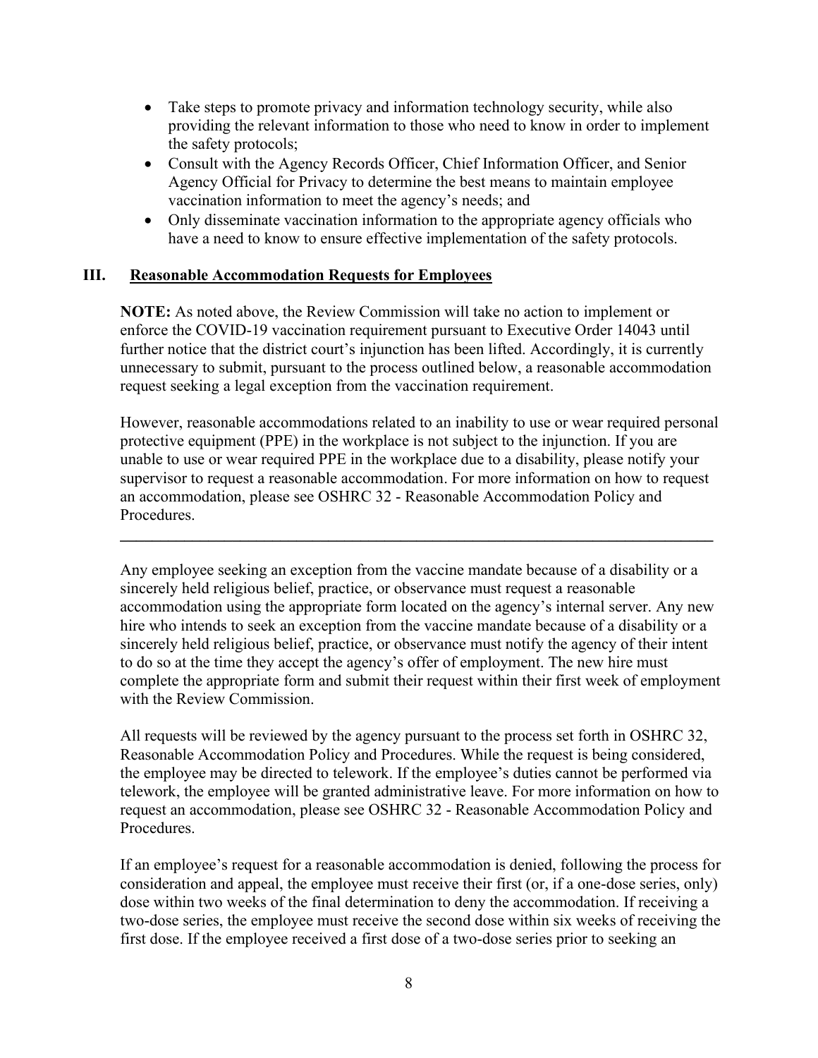- Take steps to promote privacy and information technology security, while also providing the relevant information to those who need to know in order to implement the safety protocols;
- Consult with the Agency Records Officer, Chief Information Officer, and Senior Agency Official for Privacy to determine the best means to maintain employee vaccination information to meet the agency's needs; and
- Only disseminate vaccination information to the appropriate agency officials who have a need to know to ensure effective implementation of the safety protocols.

## III. Reasonable Accommodation Requests for Employees

**NOTE:** As noted above, the Review Commission will take no action to implement or enforce the COVID-19 vaccination requirement pursuant to Executive Order 14043 until further notice that the district court's injunction has been lifted. Accordingly, it is currently unnecessary to submit, pursuant to the process outlined below, a reasonable accommodation request seeking a legal exception from the vaccination requirement.

However, reasonable accommodations related to an inability to use or wear required personal protective equipment (PPE) in the workplace is not subject to the injunction. If you are unable to use or wear required PPE in the workplace due to a disability, please notify your supervisor to request a reasonable accommodation. For more information on how to request an accommodation, please see OSHRC 32 - Reasonable Accommodation Policy and Procedures.

---

Any employee seeking an exception from the vaccine mandate because of a disability or a sincerely held religious belief, practice, or observance must request a reasonable accommodation using the appropriate form located on the agency's internal server. Any new hire who intends to seek an exception from the vaccine mandate because of a disability or a sincerely held religious belief, practice, or observance must notify the agency of their intent to do so at the time they accept the agency's offer of employment. The new hire must complete the appropriate form and submit their request within their first week of employment with the Review Commission.

All requests will be reviewed by the agency pursuant to the process set forth in OSHRC 32, Reasonable Accommodation Policy and Procedures. While the request is being considered, the employee may be directed to telework. If the employee's duties cannot be performed via telework, the employee will be granted administrative leave. For more information on how to request an accommodation, please see OSHRC 32 - Reasonable Accommodation Policy and Procedures.

If an employee's request for a reasonable accommodation is denied, following the process for consideration and appeal, the employee must receive their first (or, if a one-dose series, only) dose within two weeks of the final determination to deny the accommodation. If receiving a two-dose series, the employee must receive the second dose within six weeks of receiving the first dose. If the employee received a first dose of a two-dose series prior to seeking an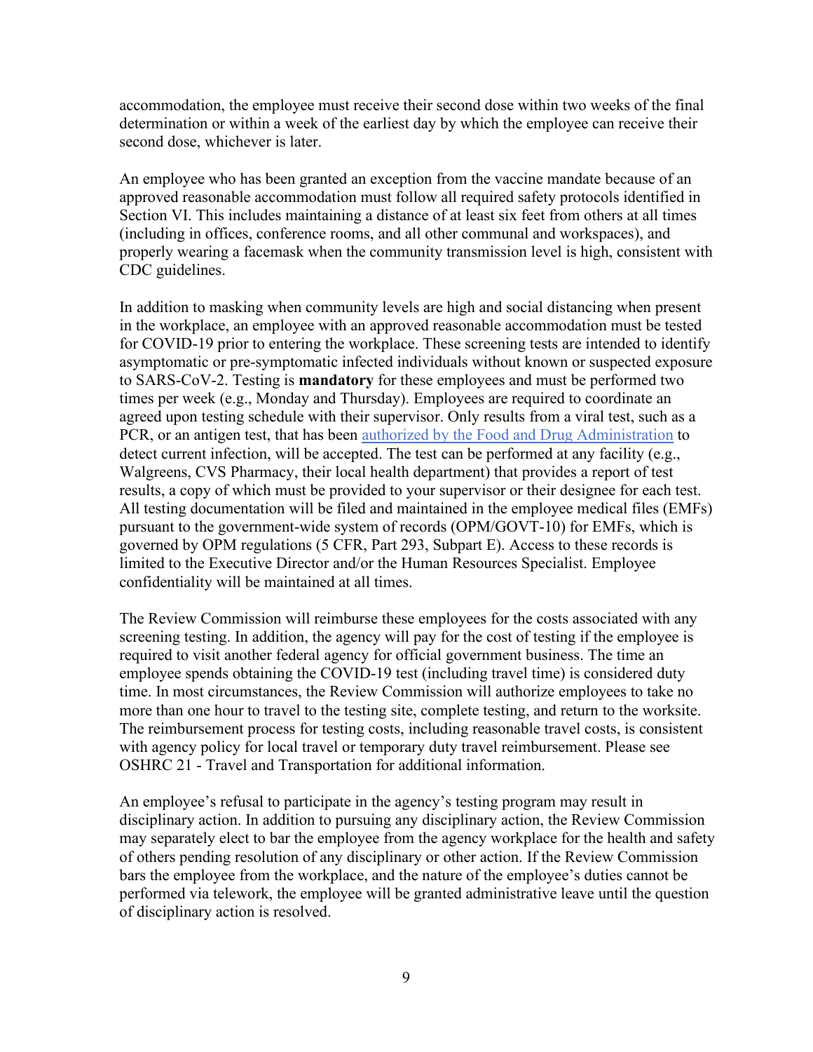accommodation, the employee must receive their second dose within two weeks of the final determination or within a week of the earliest day by which the employee can receive their second dose, whichever is later.

An employee who has been granted an exception from the vaccine mandate because of an approved reasonable accommodation must follow all required safety protocols identified in Section VI. This includes maintaining a distance of at least six feet from others at all times (including in offices, conference rooms, and all other communal and workspaces), and properly wearing a facemask when the community transmission level is high, consistent with CDC guidelines.

In addition to masking when community levels are high and social distancing when present in the workplace, an employee with an approved reasonable accommodation must be tested for COVID-19 prior to entering the workplace. These screening tests are intended to identify asymptomatic or pre-symptomatic infected individuals without known or suspected exposure to SARS-CoV-2. Testing is **mandatory** for these employees and must be performed two times per week (e.g., Monday and Thursday). Employees are required to coordinate an agreed upon testing schedule with their supervisor. Only results from a viral test, such as a PCR, or an antigen test, that has been authorized by the Food and Drug Administration to detect current infection, will be accepted. The test can be performed at any facility (e.g., Walgreens, CVS Pharmacy, their local health department) that provides a report of test results, a copy of which must be provided to your supervisor or their designee for each test. All testing documentation will be filed and maintained in the employee medical files (EMFs) pursuant to the government-wide system of records (OPM/GOVT-10) for EMFs, which is governed by OPM regulations (5 CFR, Part 293, Subpart E). Access to these records is limited to the Executive Director and/or the Human Resources Specialist. Employee confidentiality will be maintained at all times.

The Review Commission will reimburse these employees for the costs associated with any screening testing. In addition, the agency will pay for the cost of testing if the employee is required to visit another federal agency for official government business. The time an employee spends obtaining the COVID-19 test (including travel time) is considered duty time. In most circumstances, the Review Commission will authorize employees to take no more than one hour to travel to the testing site, complete testing, and return to the worksite. The reimbursement process for testing costs, including reasonable travel costs, is consistent with agency policy for local travel or temporary duty travel reimbursement. Please see OSHRC 21 - Travel and Transportation for additional information.

An employee's refusal to participate in the agency's testing program may result in disciplinary action. In addition to pursuing any disciplinary action, the Review Commission may separately elect to bar the employee from the agency workplace for the health and safety of others pending resolution of any disciplinary or other action. If the Review Commission bars the employee from the workplace, and the nature of the employee's duties cannot be performed via telework, the employee will be granted administrative leave until the question of disciplinary action is resolved.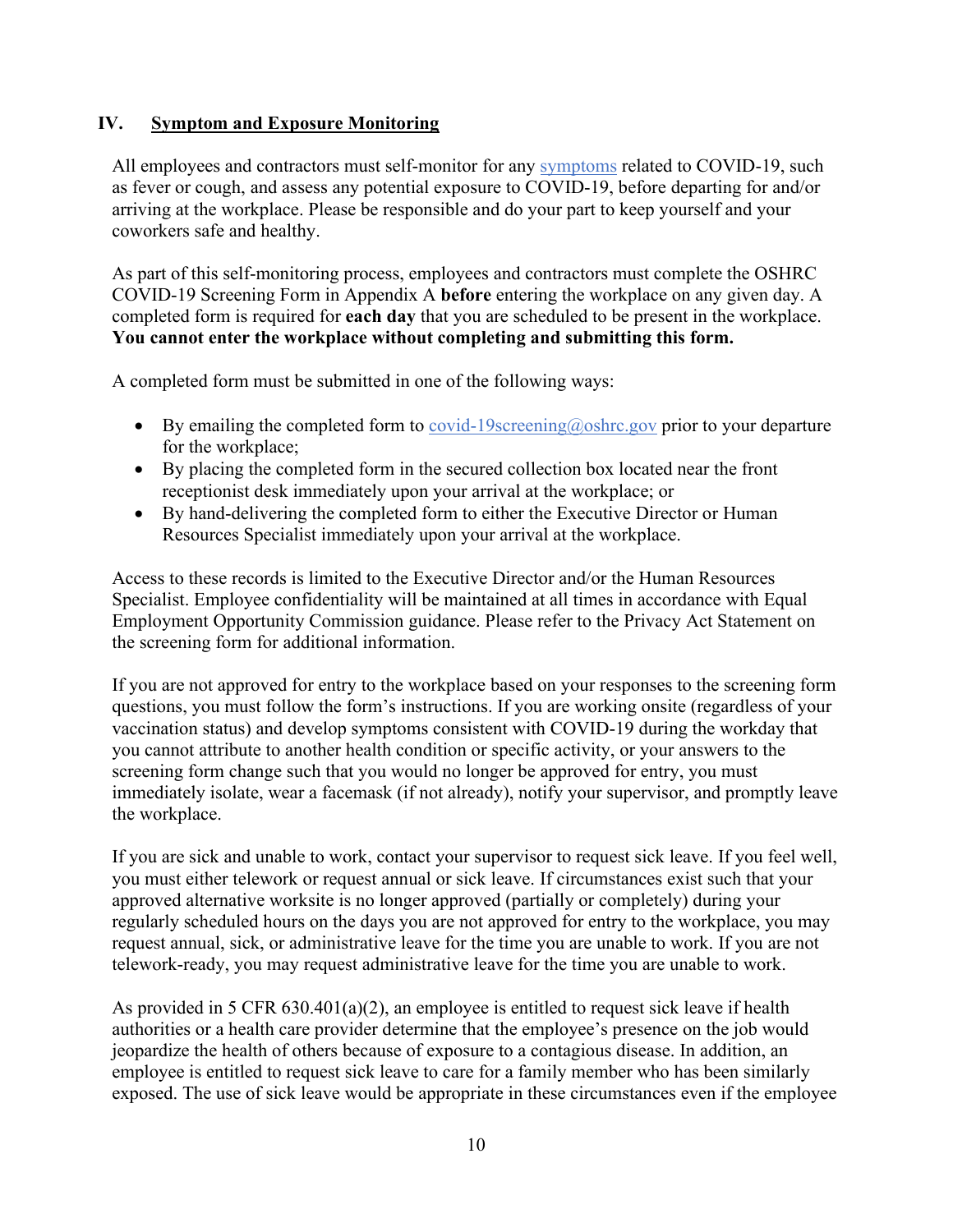## IV. Symptom and Exposure Monitoring

All employees and contractors must self-monitor for any symptoms related to COVID-19, such as fever or cough, and assess any potential exposure to COVID-19, before departing for and/or arriving at the workplace. Please be responsible and do your part to keep yourself and your coworkers safe and healthy.

As part of this self-monitoring process, employees and contractors must complete the OSHRC COVID-19 Screening Form in Appendix A **before** entering the workplace on any given day. A completed form is required for **each day** that you are scheduled to be present in the workplace. **You cannot enter the workplace without completing and submitting this form.**

A completed form must be submitted in one of the following ways:

- By emailing the completed form to covid-19screening@oshrc.gov prior to your departure for the workplace;
- By placing the completed form in the secured collection box located near the front receptionist desk immediately upon your arrival at the workplace; or
- By hand-delivering the completed form to either the Executive Director or Human Resources Specialist immediately upon your arrival at the workplace.

Access to these records is limited to the Executive Director and/or the Human Resources Specialist. Employee confidentiality will be maintained at all times in accordance with Equal Employment Opportunity Commission guidance. Please refer to the Privacy Act Statement on the screening form for additional information.

If you are not approved for entry to the workplace based on your responses to the screening form questions, you must follow the form's instructions. If you are working onsite (regardless of your vaccination status) and develop symptoms consistent with COVID-19 during the workday that you cannot attribute to another health condition or specific activity, or your answers to the screening form change such that you would no longer be approved for entry, you must immediately isolate, wear a facemask (if not already), notify your supervisor, and promptly leave the workplace.

If you are sick and unable to work, contact your supervisor to request sick leave. If you feel well, you must either telework or request annual or sick leave. If circumstances exist such that your approved alternative worksite is no longer approved (partially or completely) during your regularly scheduled hours on the days you are not approved for entry to the workplace, you may request annual, sick, or administrative leave for the time you are unable to work. If you are not telework-ready, you may request administrative leave for the time you are unable to work.

As provided in 5 CFR 630.401(a)(2), an employee is entitled to request sick leave if health authorities or a health care provider determine that the employee's presence on the job would jeopardize the health of others because of exposure to a contagious disease. In addition, an employee is entitled to request sick leave to care for a family member who has been similarly exposed. The use of sick leave would be appropriate in these circumstances even if the employee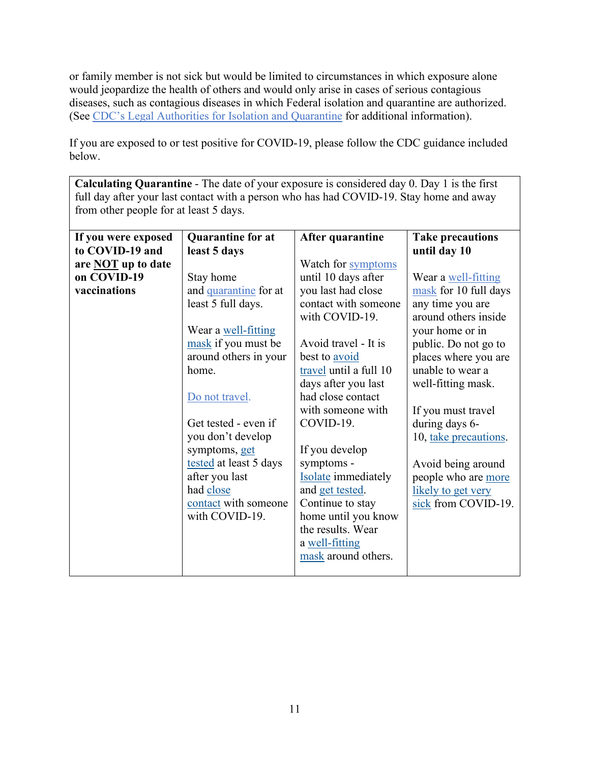or family member is not sick but would be limited to circumstances in which exposure alone would jeopardize the health of others and would only arise in cases of serious contagious diseases, such as contagious diseases in which Federal isolation and quarantine are authorized. (See CDC's Legal Authorities for Isolation and Quarantine for additional information).

If you are exposed to or test positive for COVID-19, please follow the CDC guidance included below.

| **Calculating Quarantine** - The date of your exposure is considered day 0. Day 1 is the first full day after your last contact with a person who has had COVID-19. Stay home and away from other people for at least 5 days. | | | |
|---|---|---|---|
| **If you were exposed to COVID-19 and are <u>NOT</u> up to date on COVID-19 vaccinations** | **Quarantine for at least 5 days**<br><br>Stay home and quarantine for at least 5 full days.<br><br>Wear a well-fitting mask if you must be around others in your home.<br><br>Do not travel.<br><br>Get tested - even if you don't develop symptoms, get tested at least 5 days after you last had close contact with someone with COVID-19. | **After quarantine**<br><br>Watch for symptoms until 10 days after you last had close contact with someone with COVID-19.<br><br>Avoid travel - It is best to avoid travel until a full 10 days after you last had close contact with someone with COVID-19.<br><br>If you develop symptoms - Isolate immediately and get tested. Continue to stay home until you know the results. Wear a well-fitting mask around others. | **Take precautions until day 10**<br><br>Wear a well-fitting mask for 10 full days any time you are around others inside your home or in public. Do not go to places where you are unable to wear a well-fitting mask.<br><br>If you must travel during days 6-10, take precautions.<br><br>Avoid being around people who are more likely to get very sick from COVID-19. |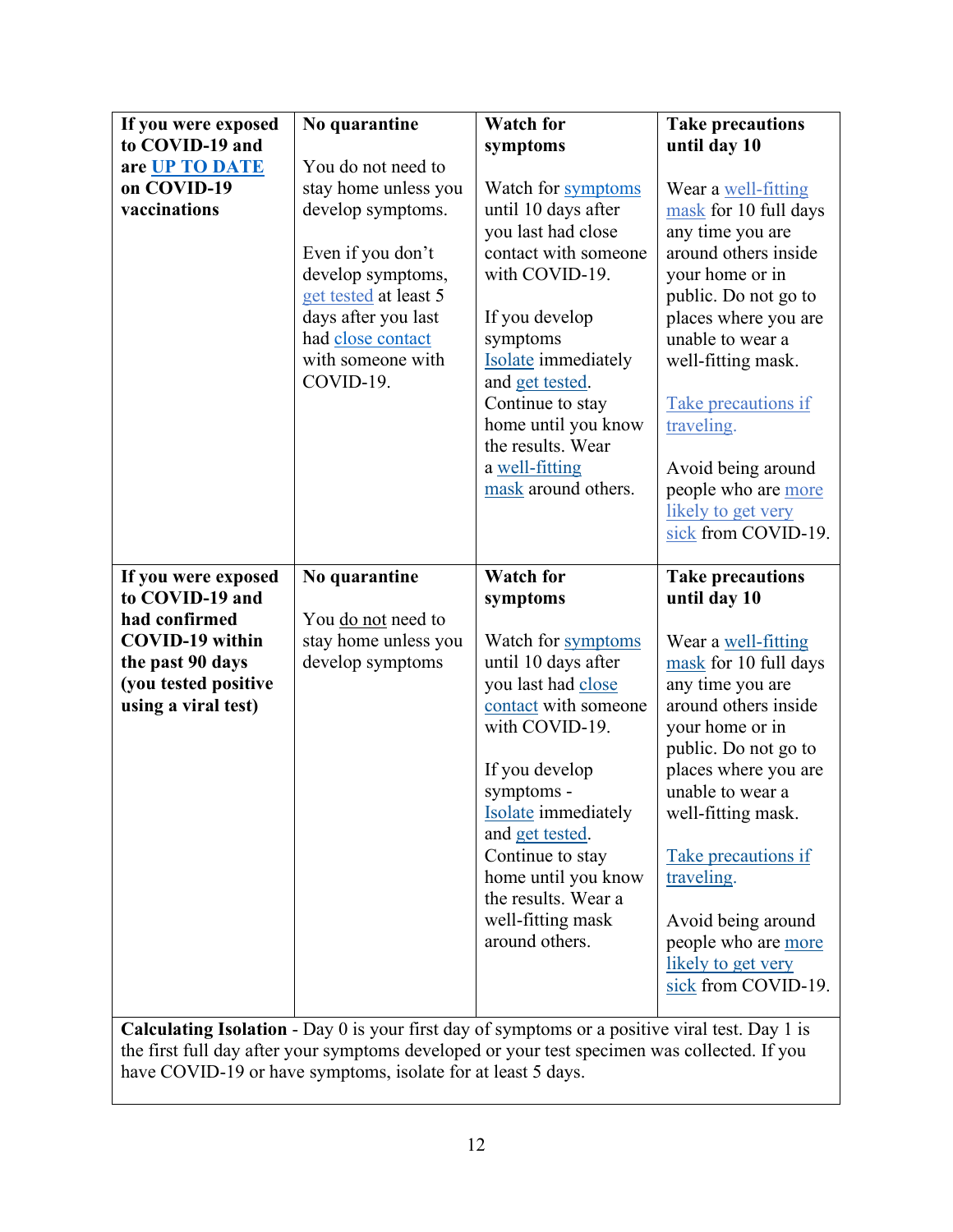| **If you were exposed to COVID-19 and are UP TO DATE on COVID-19 vaccinations** | **No quarantine**<br><br>You do not need to stay home unless you develop symptoms.<br><br>Even if you don't develop symptoms, get tested at least 5 days after you last had close contact with someone with COVID-19. | **Watch for symptoms**<br><br>Watch for symptoms until 10 days after you last had close contact with someone with COVID-19.<br><br>If you develop symptoms Isolate immediately and get tested. Continue to stay home until you know the results. Wear a well-fitting mask around others. | **Take precautions until day 10**<br><br>Wear a well-fitting mask for 10 full days any time you are around others inside your home or in public. Do not go to places where you are unable to wear a well-fitting mask.<br><br>Take precautions if traveling.<br><br>Avoid being around people who are more likely to get very sick from COVID-19. |
|---|---|---|---|
| **If you were exposed to COVID-19 and had confirmed COVID-19 within the past 90 days (you tested positive using a viral test)** | **No quarantine**<br><br>You do not need to stay home unless you develop symptoms | **Watch for symptoms**<br><br>Watch for symptoms until 10 days after you last had close contact with someone with COVID-19.<br><br>If you develop symptoms - Isolate immediately and get tested. Continue to stay home until you know the results. Wear a well-fitting mask around others. | **Take precautions until day 10**<br><br>Wear a well-fitting mask for 10 full days any time you are around others inside your home or in public. Do not go to places where you are unable to wear a well-fitting mask.<br><br>Take precautions if traveling.<br><br>Avoid being around people who are more likely to get very sick from COVID-19. |
| **Calculating Isolation** - Day 0 is your first day of symptoms or a positive viral test. Day 1 is the first full day after your symptoms developed or your test specimen was collected. If you have COVID-19 or have symptoms, isolate for at least 5 days. | | | |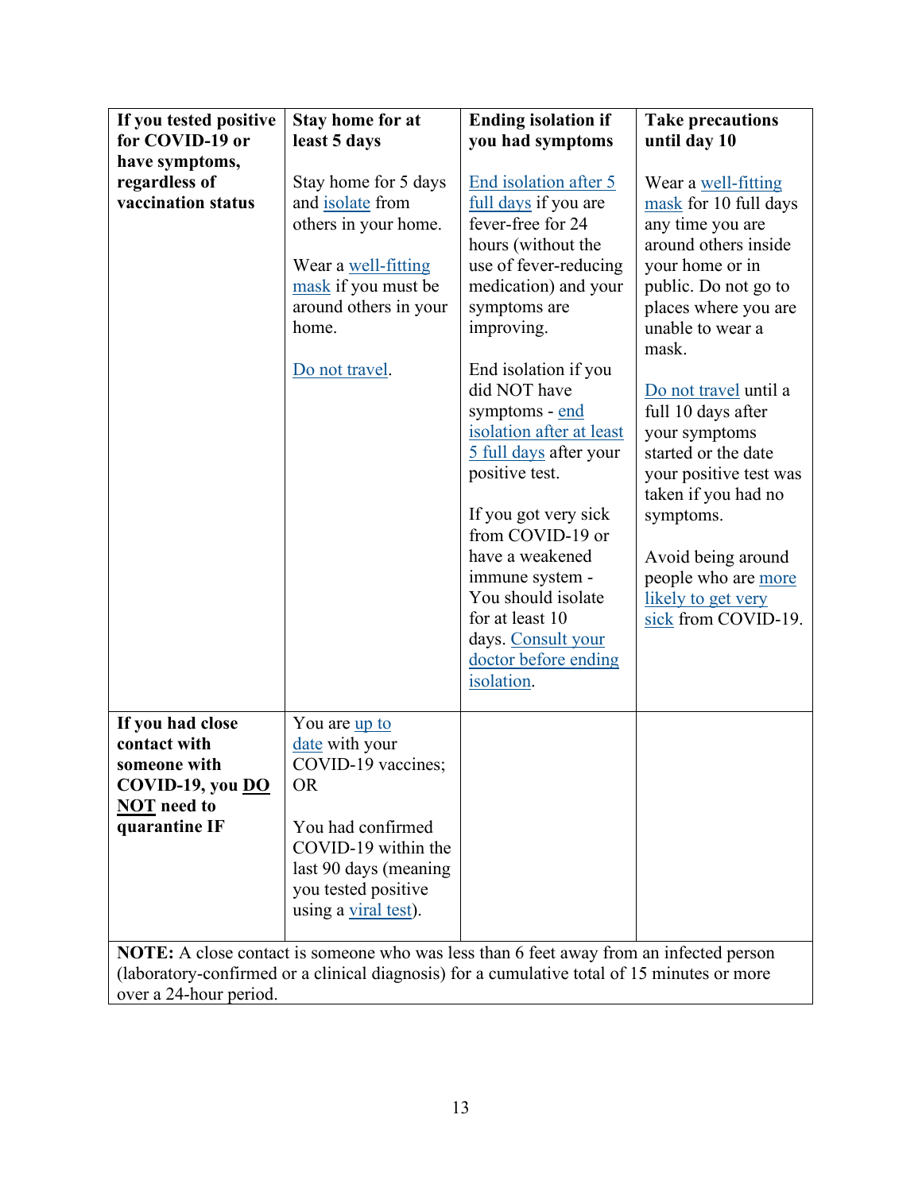| **If you tested positive for COVID-19 or have symptoms, regardless of vaccination status** | **Stay home for at least 5 days**<br><br>Stay home for 5 days and isolate from others in your home.<br><br>Wear a well-fitting mask if you must be around others in your home.<br><br>Do not travel. | **Ending isolation if you had symptoms**<br><br>End isolation after 5 full days if you are fever-free for 24 hours (without the use of fever-reducing medication) and your symptoms are improving.<br><br>End isolation if you did NOT have symptoms - end isolation after at least 5 full days after your positive test.<br><br>If you got very sick from COVID-19 or have a weakened immune system - You should isolate for at least 10 days. Consult your doctor before ending isolation. | **Take precautions until day 10**<br><br>Wear a well-fitting mask for 10 full days any time you are around others inside your home or in public. Do not go to places where you are unable to wear a mask.<br><br>Do not travel until a full 10 days after your symptoms started or the date your positive test was taken if you had no symptoms.<br><br>Avoid being around people who are more likely to get very sick from COVID-19. |
|---|---|---|---|
| **If you had close contact with someone with COVID-19, you <u>DO NOT</u> need to quarantine IF** | You are up to date with your COVID-19 vaccines; OR<br><br>You had confirmed COVID-19 within the last 90 days (meaning you tested positive using a viral test). | | |
| **NOTE:** A close contact is someone who was less than 6 feet away from an infected person (laboratory-confirmed or a clinical diagnosis) for a cumulative total of 15 minutes or more over a 24-hour period. | | | |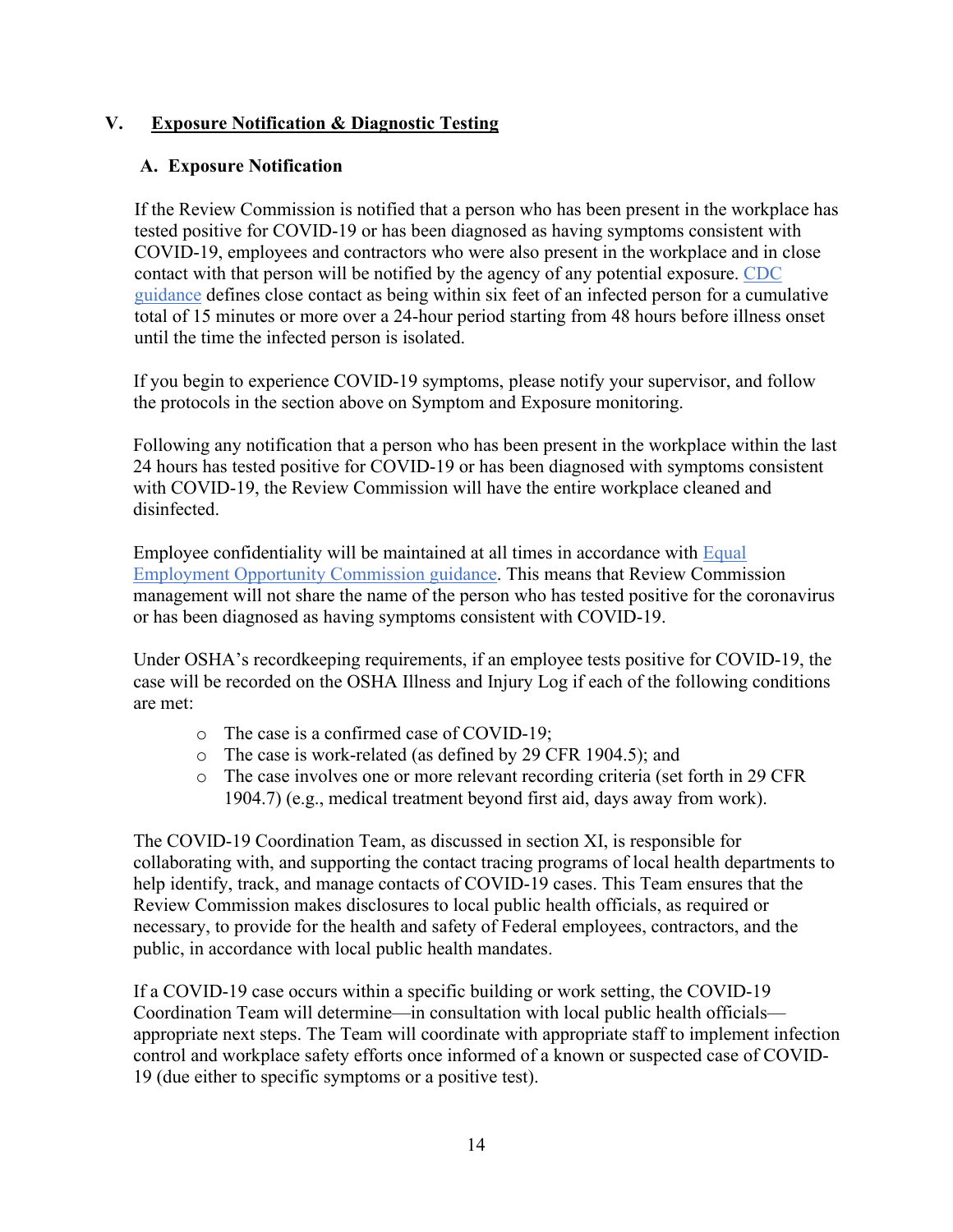## V. Exposure Notification & Diagnostic Testing

### A. Exposure Notification

If the Review Commission is notified that a person who has been present in the workplace has tested positive for COVID-19 or has been diagnosed as having symptoms consistent with COVID-19, employees and contractors who were also present in the workplace and in close contact with that person will be notified by the agency of any potential exposure. CDC guidance defines close contact as being within six feet of an infected person for a cumulative total of 15 minutes or more over a 24-hour period starting from 48 hours before illness onset until the time the infected person is isolated.

If you begin to experience COVID-19 symptoms, please notify your supervisor, and follow the protocols in the section above on Symptom and Exposure monitoring.

Following any notification that a person who has been present in the workplace within the last 24 hours has tested positive for COVID-19 or has been diagnosed with symptoms consistent with COVID-19, the Review Commission will have the entire workplace cleaned and disinfected.

Employee confidentiality will be maintained at all times in accordance with Equal Employment Opportunity Commission guidance. This means that Review Commission management will not share the name of the person who has tested positive for the coronavirus or has been diagnosed as having symptoms consistent with COVID-19.

Under OSHA's recordkeeping requirements, if an employee tests positive for COVID-19, the case will be recorded on the OSHA Illness and Injury Log if each of the following conditions are met:

- The case is a confirmed case of COVID-19;
- The case is work-related (as defined by 29 CFR 1904.5); and
- The case involves one or more relevant recording criteria (set forth in 29 CFR 1904.7) (e.g., medical treatment beyond first aid, days away from work).

The COVID-19 Coordination Team, as discussed in section XI, is responsible for collaborating with, and supporting the contact tracing programs of local health departments to help identify, track, and manage contacts of COVID-19 cases. This Team ensures that the Review Commission makes disclosures to local public health officials, as required or necessary, to provide for the health and safety of Federal employees, contractors, and the public, in accordance with local public health mandates.

If a COVID-19 case occurs within a specific building or work setting, the COVID-19 Coordination Team will determine—in consultation with local public health officials—appropriate next steps. The Team will coordinate with appropriate staff to implement infection control and workplace safety efforts once informed of a known or suspected case of COVID-19 (due either to specific symptoms or a positive test).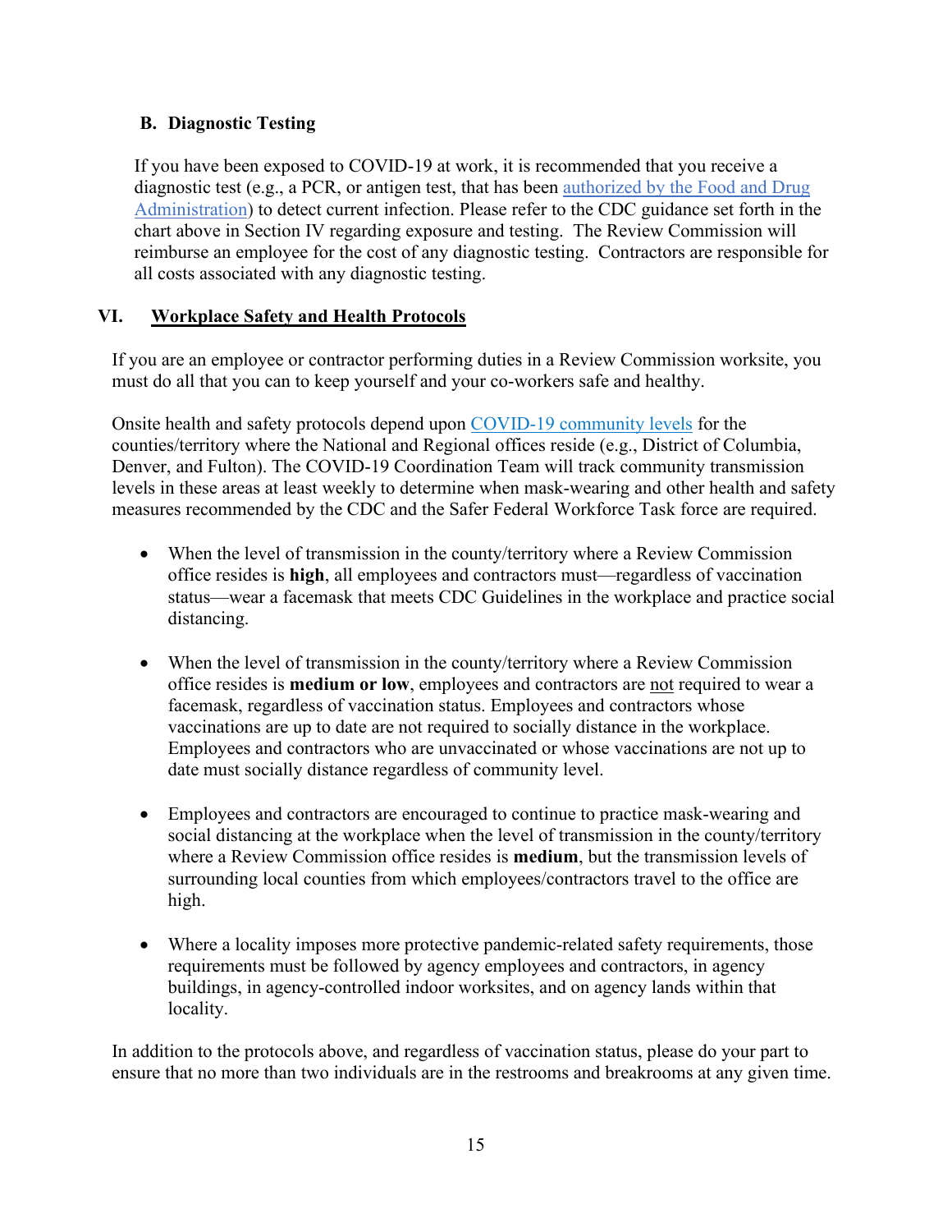### B. Diagnostic Testing

If you have been exposed to COVID-19 at work, it is recommended that you receive a diagnostic test (e.g., a PCR, or antigen test, that has been authorized by the Food and Drug Administration) to detect current infection. Please refer to the CDC guidance set forth in the chart above in Section IV regarding exposure and testing. The Review Commission will reimburse an employee for the cost of any diagnostic testing. Contractors are responsible for all costs associated with any diagnostic testing.

## VI. Workplace Safety and Health Protocols

If you are an employee or contractor performing duties in a Review Commission worksite, you must do all that you can to keep yourself and your co-workers safe and healthy.

Onsite health and safety protocols depend upon COVID-19 community levels for the counties/territory where the National and Regional offices reside (e.g., District of Columbia, Denver, and Fulton). The COVID-19 Coordination Team will track community transmission levels in these areas at least weekly to determine when mask-wearing and other health and safety measures recommended by the CDC and the Safer Federal Workforce Task force are required.

- When the level of transmission in the county/territory where a Review Commission office resides is **high**, all employees and contractors must—regardless of vaccination status—wear a facemask that meets CDC Guidelines in the workplace and practice social distancing.

- When the level of transmission in the county/territory where a Review Commission office resides is **medium or low**, employees and contractors are not required to wear a facemask, regardless of vaccination status. Employees and contractors whose vaccinations are up to date are not required to socially distance in the workplace. Employees and contractors who are unvaccinated or whose vaccinations are not up to date must socially distance regardless of community level.

- Employees and contractors are encouraged to continue to practice mask-wearing and social distancing at the workplace when the level of transmission in the county/territory where a Review Commission office resides is **medium**, but the transmission levels of surrounding local counties from which employees/contractors travel to the office are high.

- Where a locality imposes more protective pandemic-related safety requirements, those requirements must be followed by agency employees and contractors, in agency buildings, in agency-controlled indoor worksites, and on agency lands within that locality.

In addition to the protocols above, and regardless of vaccination status, please do your part to ensure that no more than two individuals are in the restrooms and breakrooms at any given time.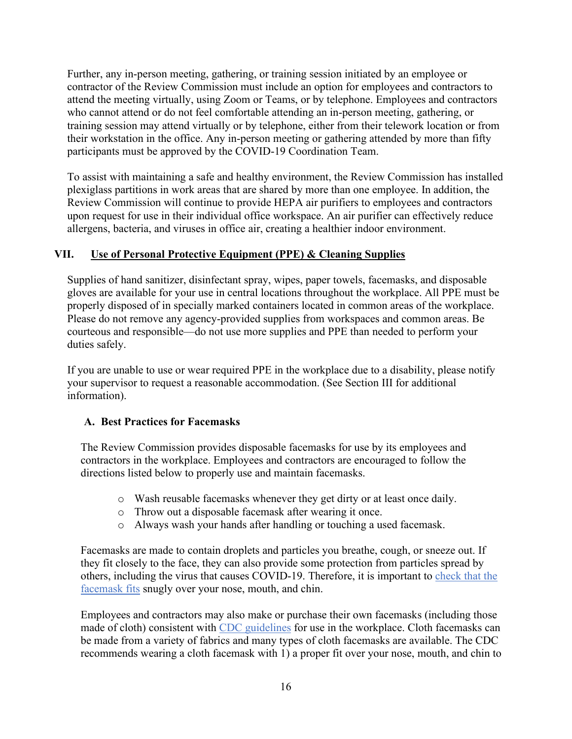Further, any in-person meeting, gathering, or training session initiated by an employee or contractor of the Review Commission must include an option for employees and contractors to attend the meeting virtually, using Zoom or Teams, or by telephone. Employees and contractors who cannot attend or do not feel comfortable attending an in-person meeting, gathering, or training session may attend virtually or by telephone, either from their telework location or from their workstation in the office. Any in-person meeting or gathering attended by more than fifty participants must be approved by the COVID-19 Coordination Team.

To assist with maintaining a safe and healthy environment, the Review Commission has installed plexiglass partitions in work areas that are shared by more than one employee. In addition, the Review Commission will continue to provide HEPA air purifiers to employees and contractors upon request for use in their individual office workspace. An air purifier can effectively reduce allergens, bacteria, and viruses in office air, creating a healthier indoor environment.

## VII. Use of Personal Protective Equipment (PPE) & Cleaning Supplies

Supplies of hand sanitizer, disinfectant spray, wipes, paper towels, facemasks, and disposable gloves are available for your use in central locations throughout the workplace. All PPE must be properly disposed of in specially marked containers located in common areas of the workplace. Please do not remove any agency-provided supplies from workspaces and common areas. Be courteous and responsible—do not use more supplies and PPE than needed to perform your duties safely.

If you are unable to use or wear required PPE in the workplace due to a disability, please notify your supervisor to request a reasonable accommodation. (See Section III for additional information).

### A. Best Practices for Facemasks

The Review Commission provides disposable facemasks for use by its employees and contractors in the workplace. Employees and contractors are encouraged to follow the directions listed below to properly use and maintain facemasks.

- Wash reusable facemasks whenever they get dirty or at least once daily.
- Throw out a disposable facemask after wearing it once.
- Always wash your hands after handling or touching a used facemask.

Facemasks are made to contain droplets and particles you breathe, cough, or sneeze out. If they fit closely to the face, they can also provide some protection from particles spread by others, including the virus that causes COVID-19. Therefore, it is important to check that the facemask fits snugly over your nose, mouth, and chin.

Employees and contractors may also make or purchase their own facemasks (including those made of cloth) consistent with CDC guidelines for use in the workplace. Cloth facemasks can be made from a variety of fabrics and many types of cloth facemasks are available. The CDC recommends wearing a cloth facemask with 1) a proper fit over your nose, mouth, and chin to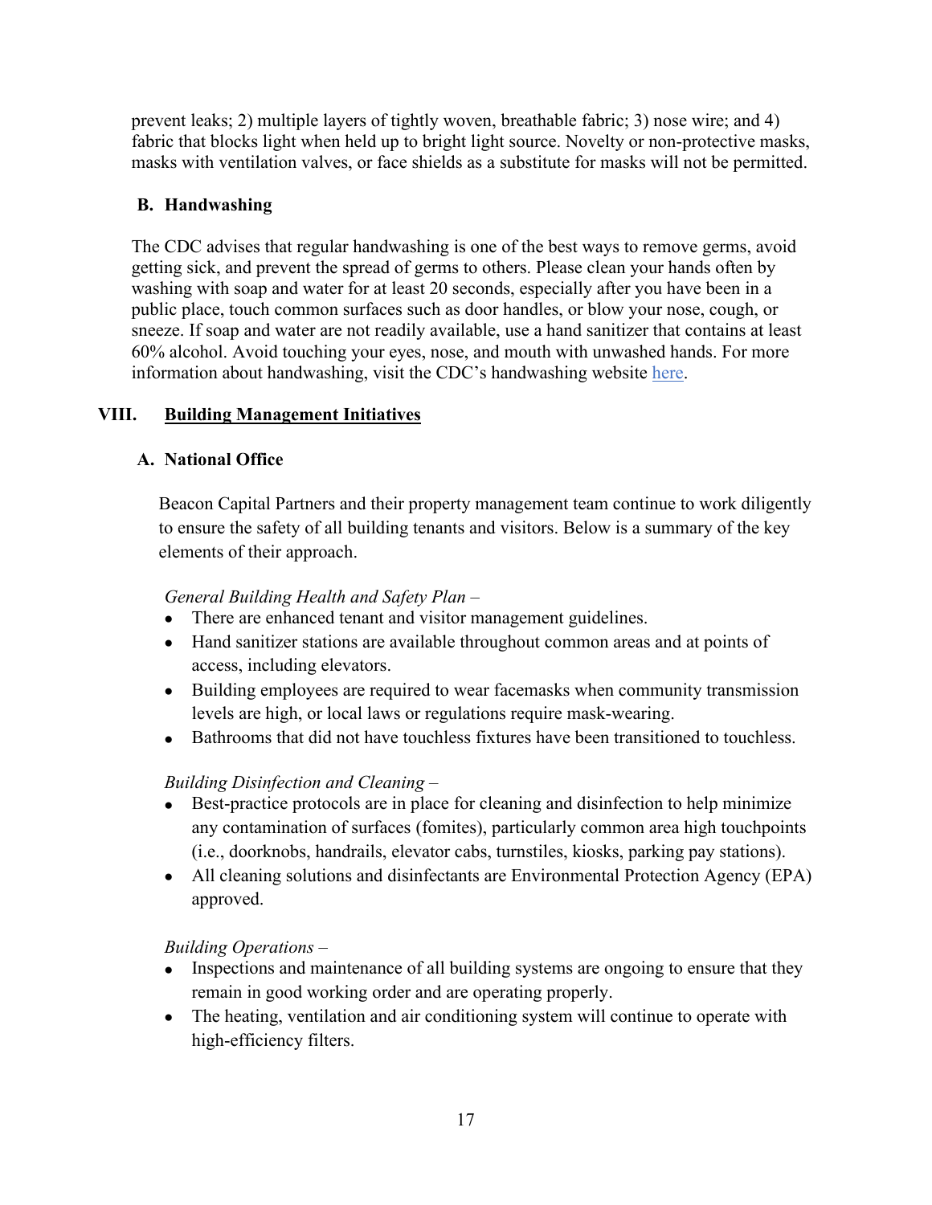prevent leaks; 2) multiple layers of tightly woven, breathable fabric; 3) nose wire; and 4) fabric that blocks light when held up to bright light source. Novelty or non-protective masks, masks with ventilation valves, or face shields as a substitute for masks will not be permitted.

### B. Handwashing

The CDC advises that regular handwashing is one of the best ways to remove germs, avoid getting sick, and prevent the spread of germs to others. Please clean your hands often by washing with soap and water for at least 20 seconds, especially after you have been in a public place, touch common surfaces such as door handles, or blow your nose, cough, or sneeze. If soap and water are not readily available, use a hand sanitizer that contains at least 60% alcohol. Avoid touching your eyes, nose, and mouth with unwashed hands. For more information about handwashing, visit the CDC's handwashing website here.

## VIII. Building Management Initiatives

### A. National Office

Beacon Capital Partners and their property management team continue to work diligently to ensure the safety of all building tenants and visitors. Below is a summary of the key elements of their approach.

*General Building Health and Safety Plan –*

- There are enhanced tenant and visitor management guidelines.
- Hand sanitizer stations are available throughout common areas and at points of access, including elevators.
- Building employees are required to wear facemasks when community transmission levels are high, or local laws or regulations require mask-wearing.
- Bathrooms that did not have touchless fixtures have been transitioned to touchless.

*Building Disinfection and Cleaning –*

- Best-practice protocols are in place for cleaning and disinfection to help minimize any contamination of surfaces (fomites), particularly common area high touchpoints (i.e., doorknobs, handrails, elevator cabs, turnstiles, kiosks, parking pay stations).
- All cleaning solutions and disinfectants are Environmental Protection Agency (EPA) approved.

*Building Operations –*

- Inspections and maintenance of all building systems are ongoing to ensure that they remain in good working order and are operating properly.
- The heating, ventilation and air conditioning system will continue to operate with high-efficiency filters.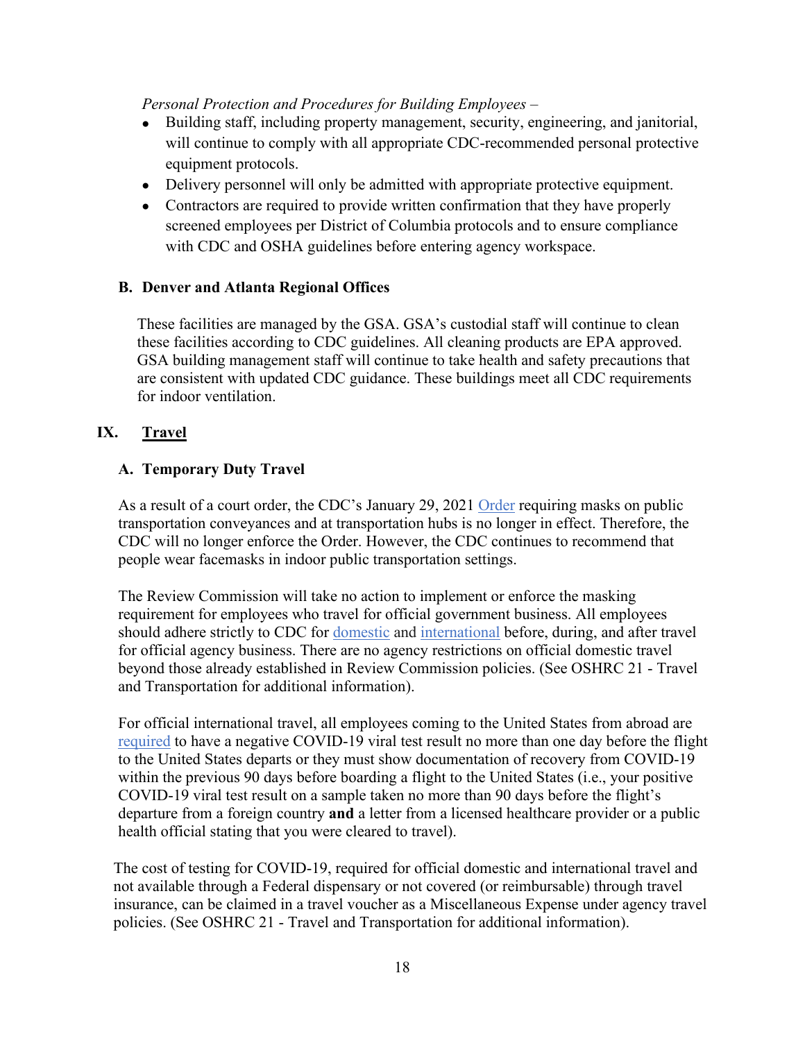*Personal Protection and Procedures for Building Employees –*

- Building staff, including property management, security, engineering, and janitorial, will continue to comply with all appropriate CDC-recommended personal protective equipment protocols.
- Delivery personnel will only be admitted with appropriate protective equipment.
- Contractors are required to provide written confirmation that they have properly screened employees per District of Columbia protocols and to ensure compliance with CDC and OSHA guidelines before entering agency workspace.

### B. Denver and Atlanta Regional Offices

These facilities are managed by the GSA. GSA's custodial staff will continue to clean these facilities according to CDC guidelines. All cleaning products are EPA approved. GSA building management staff will continue to take health and safety precautions that are consistent with updated CDC guidance. These buildings meet all CDC requirements for indoor ventilation.

## IX. Travel

### A. Temporary Duty Travel

As a result of a court order, the CDC's January 29, 2021 Order requiring masks on public transportation conveyances and at transportation hubs is no longer in effect. Therefore, the CDC will no longer enforce the Order. However, the CDC continues to recommend that people wear facemasks in indoor public transportation settings.

The Review Commission will take no action to implement or enforce the masking requirement for employees who travel for official government business. All employees should adhere strictly to CDC for domestic and international before, during, and after travel for official agency business. There are no agency restrictions on official domestic travel beyond those already established in Review Commission policies. (See OSHRC 21 - Travel and Transportation for additional information).

For official international travel, all employees coming to the United States from abroad are required to have a negative COVID-19 viral test result no more than one day before the flight to the United States departs or they must show documentation of recovery from COVID-19 within the previous 90 days before boarding a flight to the United States (i.e., your positive COVID-19 viral test result on a sample taken no more than 90 days before the flight's departure from a foreign country **and** a letter from a licensed healthcare provider or a public health official stating that you were cleared to travel).

The cost of testing for COVID-19, required for official domestic and international travel and not available through a Federal dispensary or not covered (or reimbursable) through travel insurance, can be claimed in a travel voucher as a Miscellaneous Expense under agency travel policies. (See OSHRC 21 - Travel and Transportation for additional information).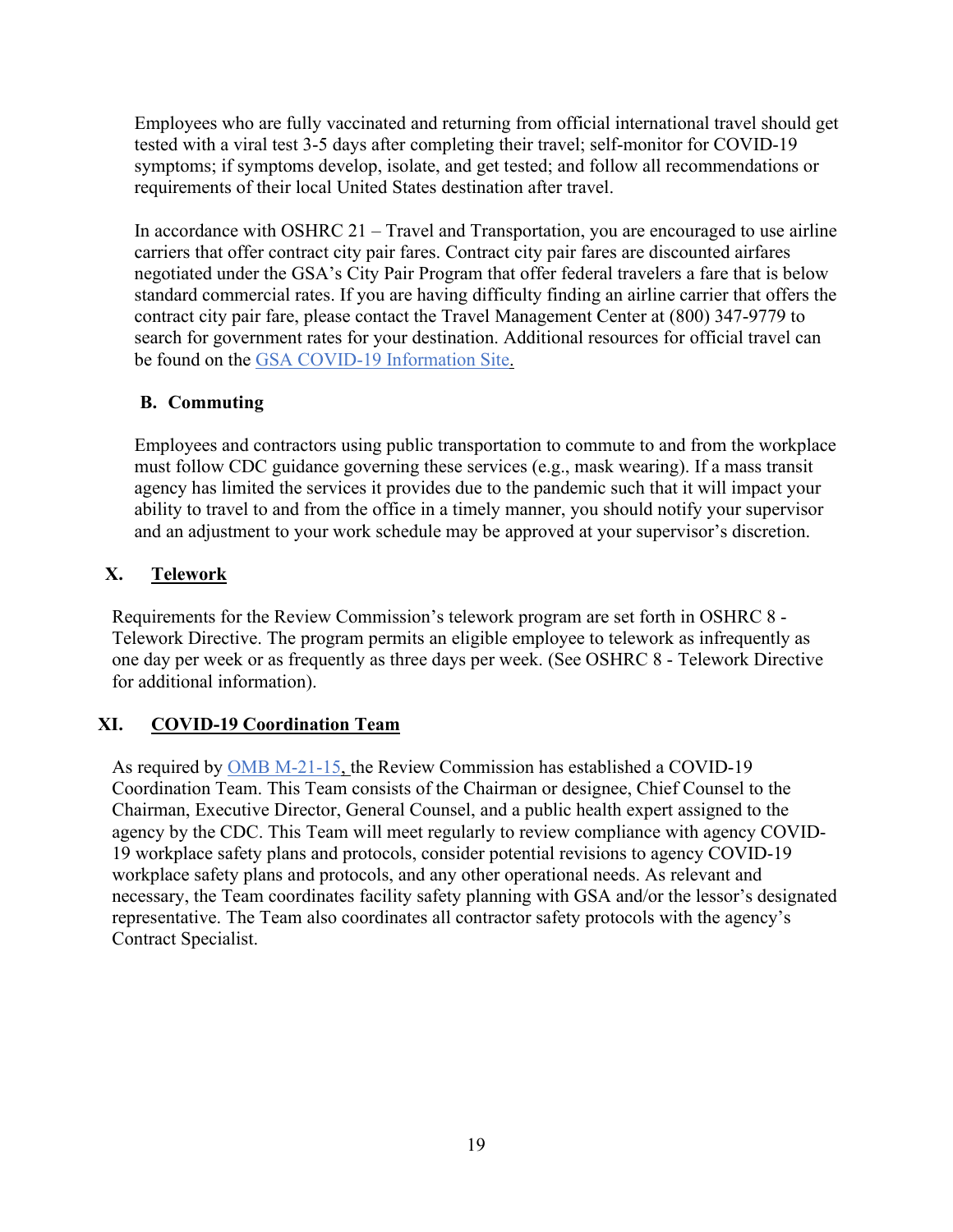Employees who are fully vaccinated and returning from official international travel should get tested with a viral test 3-5 days after completing their travel; self-monitor for COVID-19 symptoms; if symptoms develop, isolate, and get tested; and follow all recommendations or requirements of their local United States destination after travel.

In accordance with OSHRC 21 – Travel and Transportation, you are encouraged to use airline carriers that offer contract city pair fares. Contract city pair fares are discounted airfares negotiated under the GSA's City Pair Program that offer federal travelers a fare that is below standard commercial rates. If you are having difficulty finding an airline carrier that offers the contract city pair fare, please contact the Travel Management Center at (800) 347-9779 to search for government rates for your destination. Additional resources for official travel can be found on the [GSA COVID-19 Information Site](#).

### B. Commuting

Employees and contractors using public transportation to commute to and from the workplace must follow CDC guidance governing these services (e.g., mask wearing). If a mass transit agency has limited the services it provides due to the pandemic such that it will impact your ability to travel to and from the office in a timely manner, you should notify your supervisor and an adjustment to your work schedule may be approved at your supervisor's discretion.

## X. Telework

Requirements for the Review Commission's telework program are set forth in OSHRC 8 - Telework Directive. The program permits an eligible employee to telework as infrequently as one day per week or as frequently as three days per week. (See OSHRC 8 - Telework Directive for additional information).

## XI. COVID-19 Coordination Team

As required by [OMB M-21-15](#), the Review Commission has established a COVID-19 Coordination Team. This Team consists of the Chairman or designee, Chief Counsel to the Chairman, Executive Director, General Counsel, and a public health expert assigned to the agency by the CDC. This Team will meet regularly to review compliance with agency COVID-19 workplace safety plans and protocols, consider potential revisions to agency COVID-19 workplace safety plans and protocols, and any other operational needs. As relevant and necessary, the Team coordinates facility safety planning with GSA and/or the lessor's designated representative. The Team also coordinates all contractor safety protocols with the agency's Contract Specialist.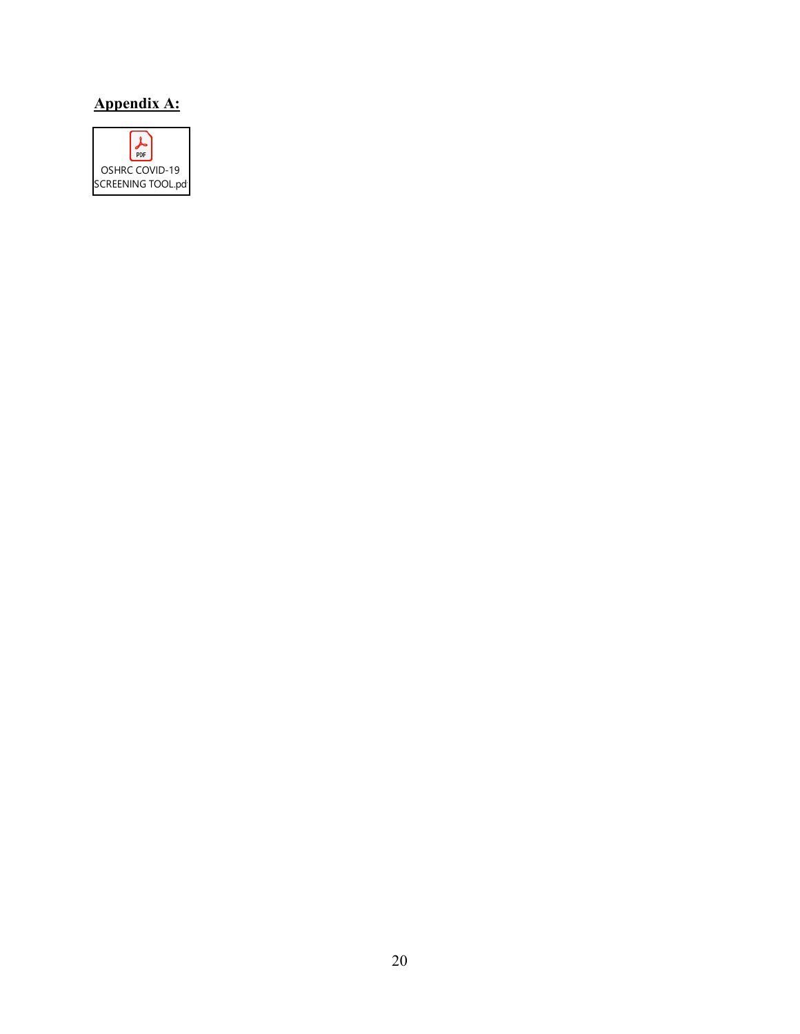## Appendix A:

OSHRC COVID-19 SCREENING TOOL.pd